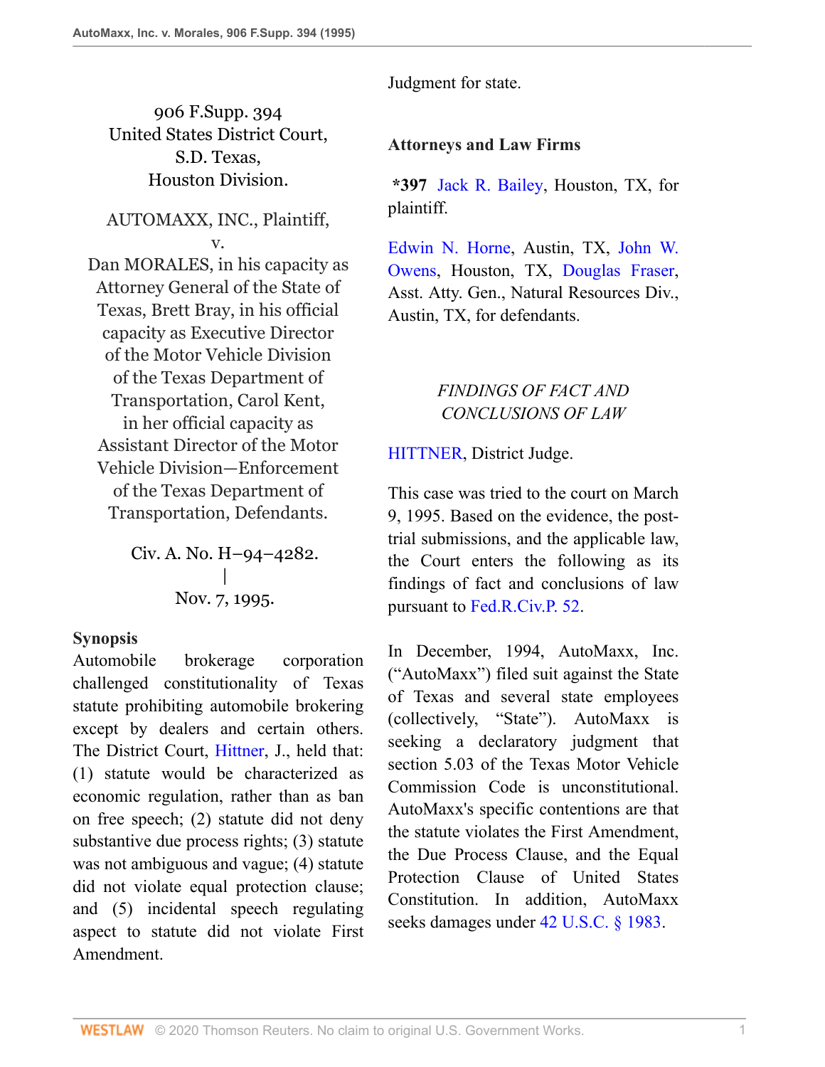906 F.Supp. 394
United States District Court,
S.D. Texas,
Houston Division.

AUTOMAXX, INC., Plaintiff,
v.
Dan MORALES, in his capacity as Attorney General of the State of Texas, Brett Bray, in his official capacity as Executive Director of the Motor Vehicle Division of the Texas Department of Transportation, Carol Kent, in her official capacity as Assistant Director of the Motor Vehicle Division—Enforcement of the Texas Department of Transportation, Defendants.

Civ. A. No. H–94–4282.
|
Nov. 7, 1995.

**Synopsis**
Automobile brokerage corporation challenged constitutionality of Texas statute prohibiting automobile brokering except by dealers and certain others. The District Court, Hittner, J., held that: (1) statute would be characterized as economic regulation, rather than as ban on free speech; (2) statute did not deny substantive due process rights; (3) statute was not ambiguous and vague; (4) statute did not violate equal protection clause; and (5) incidental speech regulating aspect to statute did not violate First Amendment.

Judgment for state.

**Attorneys and Law Firms**

**\*397** Jack R. Bailey, Houston, TX, for plaintiff.

Edwin N. Horne, Austin, TX, John W. Owens, Houston, TX, Douglas Fraser, Asst. Atty. Gen., Natural Resources Div., Austin, TX, for defendants.

*FINDINGS OF FACT AND CONCLUSIONS OF LAW*

HITTNER, District Judge.

This case was tried to the court on March 9, 1995. Based on the evidence, the post-trial submissions, and the applicable law, the Court enters the following as its findings of fact and conclusions of law pursuant to Fed.R.Civ.P. 52.

In December, 1994, AutoMaxx, Inc. ("AutoMaxx") filed suit against the State of Texas and several state employees (collectively, "State"). AutoMaxx is seeking a declaratory judgment that section 5.03 of the Texas Motor Vehicle Commission Code is unconstitutional. AutoMaxx's specific contentions are that the statute violates the First Amendment, the Due Process Clause, and the Equal Protection Clause of United States Constitution. In addition, AutoMaxx seeks damages under 42 U.S.C. § 1983.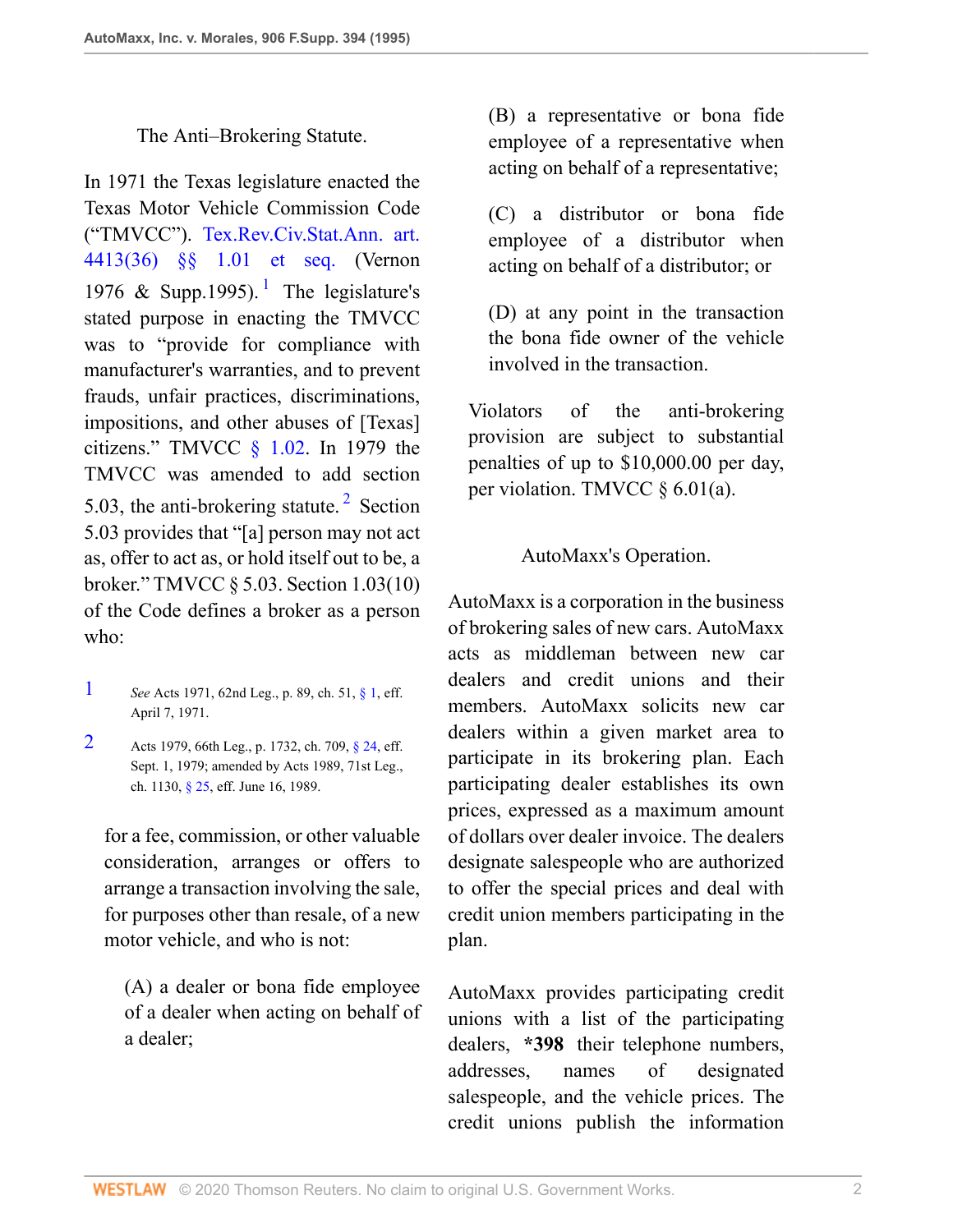The Anti–Brokering Statute.

In 1971 the Texas legislature enacted the Texas Motor Vehicle Commission Code ("TMVCC"). Tex.Rev.Civ.Stat.Ann. art. 4413(36) §§ 1.01 et seq. (Vernon 1976 & Supp.1995).[1] The legislature's stated purpose in enacting the TMVCC was to "provide for compliance with manufacturer's warranties, and to prevent frauds, unfair practices, discriminations, impositions, and other abuses of [Texas] citizens." TMVCC § 1.02. In 1979 the TMVCC was amended to add section 5.03, the anti-brokering statute.[2] Section 5.03 provides that "[a] person may not act as, offer to act as, or hold itself out to be, a broker." TMVCC § 5.03. Section 1.03(10) of the Code defines a broker as a person who:

> for a fee, commission, or other valuable consideration, arranges or offers to arrange a transaction involving the sale, for purposes other than resale, of a new motor vehicle, and who is not:
>
> (A) a dealer or bona fide employee of a dealer when acting on behalf of a dealer;
>
> (B) a representative or bona fide employee of a representative when acting on behalf of a representative;
>
> (C) a distributor or bona fide employee of a distributor when acting on behalf of a distributor; or
>
> (D) at any point in the transaction the bona fide owner of the vehicle involved in the transaction.

Violators of the anti-brokering provision are subject to substantial penalties of up to $10,000.00 per day, per violation. TMVCC § 6.01(a).

AutoMaxx's Operation.

AutoMaxx is a corporation in the business of brokering sales of new cars. AutoMaxx acts as middleman between new car dealers and credit unions and their members. AutoMaxx solicits new car dealers within a given market area to participate in its brokering plan. Each participating dealer establishes its own prices, expressed as a maximum amount of dollars over dealer invoice. The dealers designate salespeople who are authorized to offer the special prices and deal with credit union members participating in the plan.

AutoMaxx provides participating credit unions with a list of the participating dealers, **\*398** their telephone numbers, addresses, names of designated salespeople, and the vehicle prices. The credit unions publish the information

---

1 *See* Acts 1971, 62nd Leg., p. 89, ch. 51, § 1, eff. April 7, 1971.

2 Acts 1979, 66th Leg., p. 1732, ch. 709, § 24, eff. Sept. 1, 1979; amended by Acts 1989, 71st Leg., ch. 1130, § 25, eff. June 16, 1989.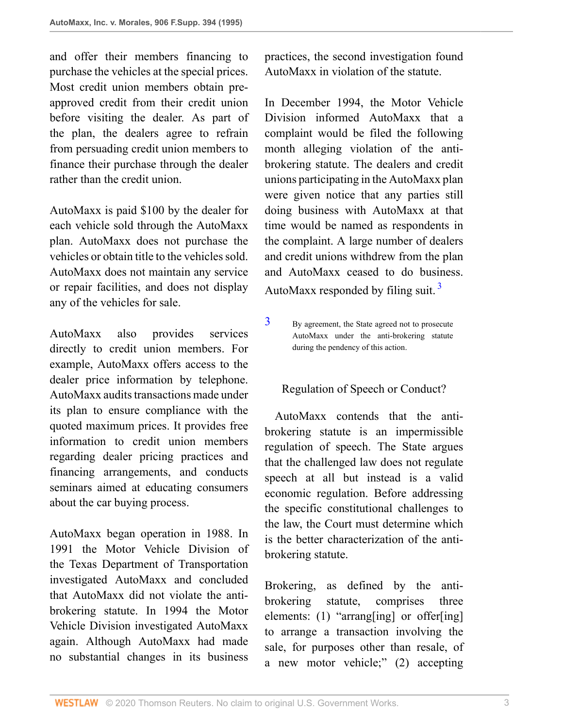and offer their members financing to purchase the vehicles at the special prices. Most credit union members obtain pre-approved credit from their credit union before visiting the dealer. As part of the plan, the dealers agree to refrain from persuading credit union members to finance their purchase through the dealer rather than the credit union.

AutoMaxx is paid $100 by the dealer for each vehicle sold through the AutoMaxx plan. AutoMaxx does not purchase the vehicles or obtain title to the vehicles sold. AutoMaxx does not maintain any service or repair facilities, and does not display any of the vehicles for sale.

AutoMaxx also provides services directly to credit union members. For example, AutoMaxx offers access to the dealer price information by telephone. AutoMaxx audits transactions made under its plan to ensure compliance with the quoted maximum prices. It provides free information to credit union members regarding dealer pricing practices and financing arrangements, and conducts seminars aimed at educating consumers about the car buying process.

AutoMaxx began operation in 1988. In 1991 the Motor Vehicle Division of the Texas Department of Transportation investigated AutoMaxx and concluded that AutoMaxx did not violate the anti-brokering statute. In 1994 the Motor Vehicle Division investigated AutoMaxx again. Although AutoMaxx had made no substantial changes in its business practices, the second investigation found AutoMaxx in violation of the statute.

In December 1994, the Motor Vehicle Division informed AutoMaxx that a complaint would be filed the following month alleging violation of the anti-brokering statute. The dealers and credit unions participating in the AutoMaxx plan were given notice that any parties still doing business with AutoMaxx at that time would be named as respondents in the complaint. A large number of dealers and credit unions withdrew from the plan and AutoMaxx ceased to do business. AutoMaxx responded by filing suit.[3]

[3] By agreement, the State agreed not to prosecute AutoMaxx under the anti-brokering statute during the pendency of this action.

## Regulation of Speech or Conduct?

AutoMaxx contends that the anti-brokering statute is an impermissible regulation of speech. The State argues that the challenged law does not regulate speech at all but instead is a valid economic regulation. Before addressing the specific constitutional challenges to the law, the Court must determine which is the better characterization of the anti-brokering statute.

Brokering, as defined by the anti-brokering statute, comprises three elements: (1) "arrang[ing] or offer[ing] to arrange a transaction involving the sale, for purposes other than resale, of a new motor vehicle;" (2) accepting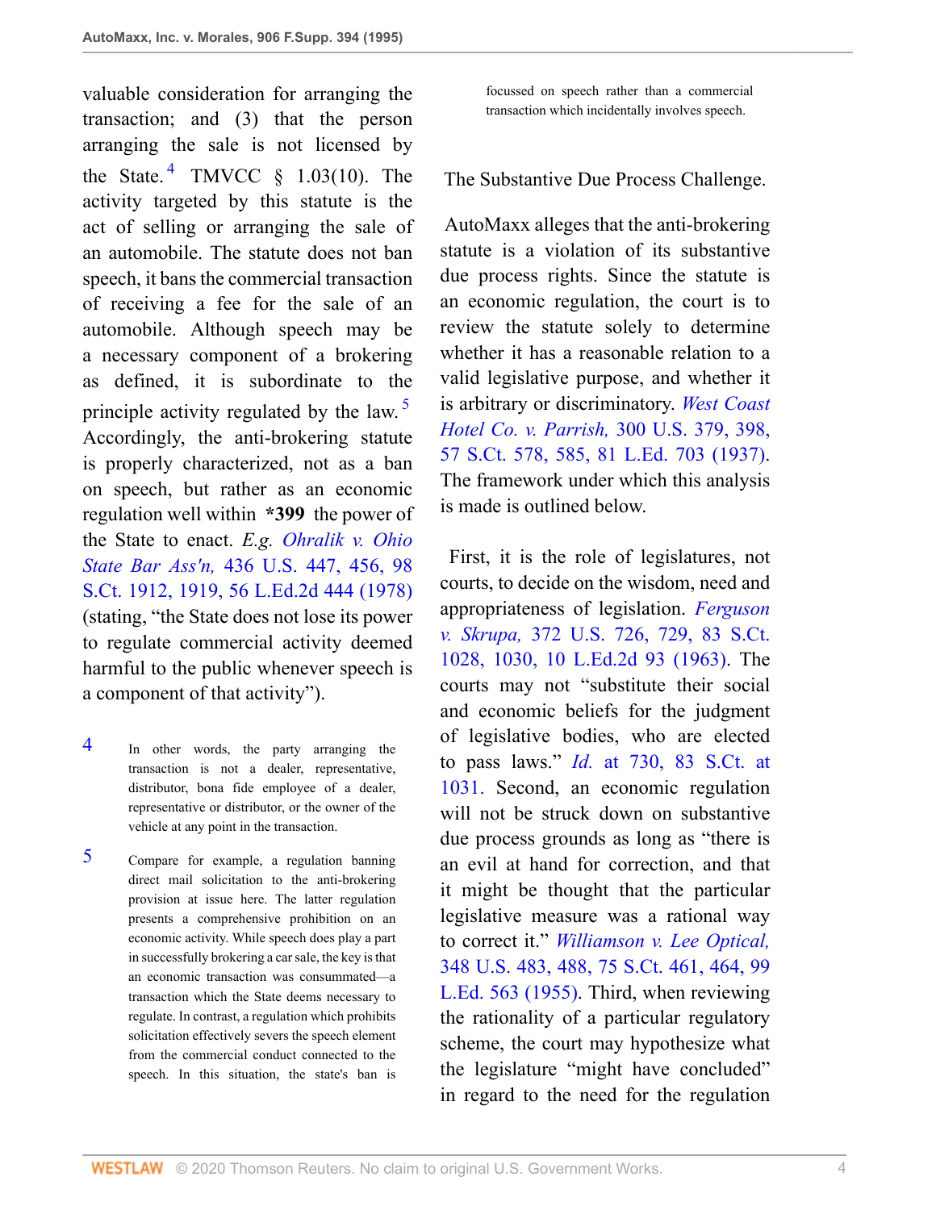valuable consideration for arranging the transaction; and (3) that the person arranging the sale is not licensed by the State.[4] TMVCC § 1.03(10). The activity targeted by this statute is the act of selling or arranging the sale of an automobile. The statute does not ban speech, it bans the commercial transaction of receiving a fee for the sale of an automobile. Although speech may be a necessary component of a brokering as defined, it is subordinate to the principle activity regulated by the law.[5] Accordingly, the anti-brokering statute is properly characterized, not as a ban on speech, but rather as an economic regulation well within **\*399** the power of the State to enact. *E.g. Ohralik v. Ohio State Bar Ass'n,* 436 U.S. 447, 456, 98 S.Ct. 1912, 1919, 56 L.Ed.2d 444 (1978) (stating, "the State does not lose its power to regulate commercial activity deemed harmful to the public whenever speech is a component of that activity").

4 In other words, the party arranging the transaction is not a dealer, representative, distributor, bona fide employee of a dealer, representative or distributor, or the owner of the vehicle at any point in the transaction.

5 Compare for example, a regulation banning direct mail solicitation to the anti-brokering provision at issue here. The latter regulation presents a comprehensive prohibition on an economic activity. While speech does play a part in successfully brokering a car sale, the key is that an economic transaction was consummated—a transaction which the State deems necessary to regulate. In contrast, a regulation which prohibits solicitation effectively severs the speech element from the commercial conduct connected to the speech. In this situation, the state's ban is focussed on speech rather than a commercial transaction which incidentally involves speech.

## The Substantive Due Process Challenge.

AutoMaxx alleges that the anti-brokering statute is a violation of its substantive due process rights. Since the statute is an economic regulation, the court is to review the statute solely to determine whether it has a reasonable relation to a valid legislative purpose, and whether it is arbitrary or discriminatory. *West Coast Hotel Co. v. Parrish,* 300 U.S. 379, 398, 57 S.Ct. 578, 585, 81 L.Ed. 703 (1937). The framework under which this analysis is made is outlined below.

First, it is the role of legislatures, not courts, to decide on the wisdom, need and appropriateness of legislation. *Ferguson v. Skrupa,* 372 U.S. 726, 729, 83 S.Ct. 1028, 1030, 10 L.Ed.2d 93 (1963). The courts may not "substitute their social and economic beliefs for the judgment of legislative bodies, who are elected to pass laws." *Id.* at 730, 83 S.Ct. at 1031. Second, an economic regulation will not be struck down on substantive due process grounds as long as "there is an evil at hand for correction, and that it might be thought that the particular legislative measure was a rational way to correct it." *Williamson v. Lee Optical,* 348 U.S. 483, 488, 75 S.Ct. 461, 464, 99 L.Ed. 563 (1955). Third, when reviewing the rationality of a particular regulatory scheme, the court may hypothesize what the legislature "might have concluded" in regard to the need for the regulation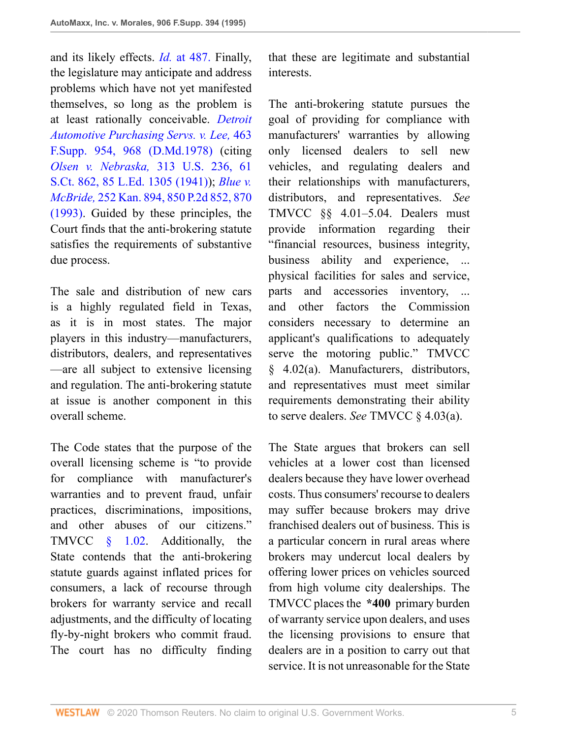and its likely effects. *Id.* at 487. Finally, the legislature may anticipate and address problems which have not yet manifested themselves, so long as the problem is at least rationally conceivable. *Detroit Automotive Purchasing Servs. v. Lee,* 463 F.Supp. 954, 968 (D.Md.1978) (citing *Olsen v. Nebraska,* 313 U.S. 236, 61 S.Ct. 862, 85 L.Ed. 1305 (1941)); *Blue v. McBride,* 252 Kan. 894, 850 P.2d 852, 870 (1993). Guided by these principles, the Court finds that the anti-brokering statute satisfies the requirements of substantive due process.

The sale and distribution of new cars is a highly regulated field in Texas, as it is in most states. The major players in this industry—manufacturers, distributors, dealers, and representatives—are all subject to extensive licensing and regulation. The anti-brokering statute at issue is another component in this overall scheme.

The Code states that the purpose of the overall licensing scheme is "to provide for compliance with manufacturer's warranties and to prevent fraud, unfair practices, discriminations, impositions, and other abuses of our citizens." TMVCC § 1.02. Additionally, the State contends that the anti-brokering statute guards against inflated prices for consumers, a lack of recourse through brokers for warranty service and recall adjustments, and the difficulty of locating fly-by-night brokers who commit fraud. The court has no difficulty finding that these are legitimate and substantial interests.

The anti-brokering statute pursues the goal of providing for compliance with manufacturers' warranties by allowing only licensed dealers to sell new vehicles, and regulating dealers and their relationships with manufacturers, distributors, and representatives. *See* TMVCC §§ 4.01–5.04. Dealers must provide information regarding their "financial resources, business integrity, business ability and experience, ... physical facilities for sales and service, parts and accessories inventory, ... and other factors the Commission considers necessary to determine an applicant's qualifications to adequately serve the motoring public." TMVCC § 4.02(a). Manufacturers, distributors, and representatives must meet similar requirements demonstrating their ability to serve dealers. *See* TMVCC § 4.03(a).

The State argues that brokers can sell vehicles at a lower cost than licensed dealers because they have lower overhead costs. Thus consumers' recourse to dealers may suffer because brokers may drive franchised dealers out of business. This is a particular concern in rural areas where brokers may undercut local dealers by offering lower prices on vehicles sourced from high volume city dealerships. The TMVCC places the **\*400** primary burden of warranty service upon dealers, and uses the licensing provisions to ensure that dealers are in a position to carry out that service. It is not unreasonable for the State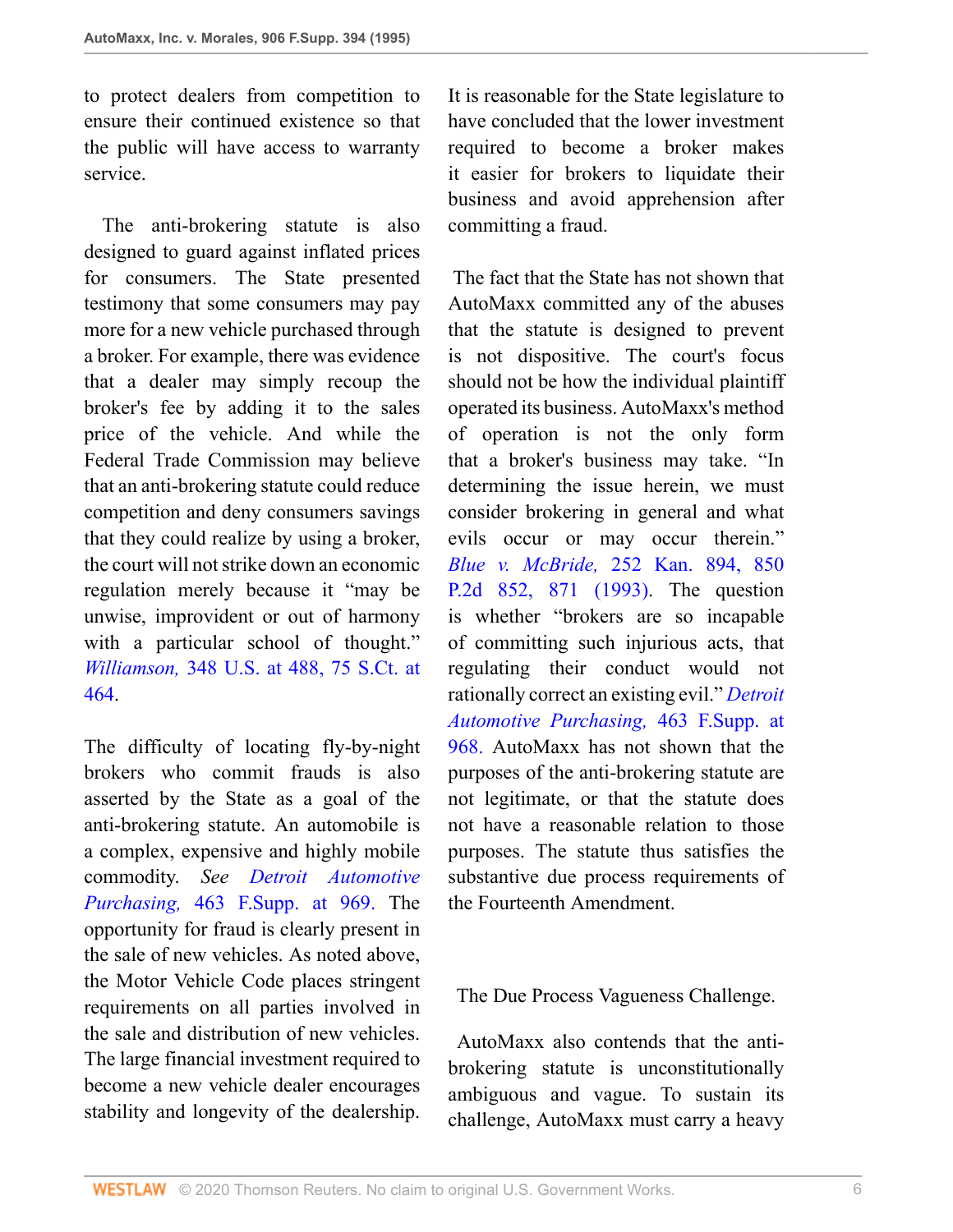to protect dealers from competition to ensure their continued existence so that the public will have access to warranty service.

The anti-brokering statute is also designed to guard against inflated prices for consumers. The State presented testimony that some consumers may pay more for a new vehicle purchased through a broker. For example, there was evidence that a dealer may simply recoup the broker's fee by adding it to the sales price of the vehicle. And while the Federal Trade Commission may believe that an anti-brokering statute could reduce competition and deny consumers savings that they could realize by using a broker, the court will not strike down an economic regulation merely because it "may be unwise, improvident or out of harmony with a particular school of thought." *Williamson,* 348 U.S. at 488, 75 S.Ct. at 464.

The difficulty of locating fly-by-night brokers who commit frauds is also asserted by the State as a goal of the anti-brokering statute. An automobile is a complex, expensive and highly mobile commodity. *See Detroit Automotive Purchasing,* 463 F.Supp. at 969. The opportunity for fraud is clearly present in the sale of new vehicles. As noted above, the Motor Vehicle Code places stringent requirements on all parties involved in the sale and distribution of new vehicles. The large financial investment required to become a new vehicle dealer encourages stability and longevity of the dealership. It is reasonable for the State legislature to have concluded that the lower investment required to become a broker makes it easier for brokers to liquidate their business and avoid apprehension after committing a fraud.

The fact that the State has not shown that AutoMaxx committed any of the abuses that the statute is designed to prevent is not dispositive. The court's focus should not be how the individual plaintiff operated its business. AutoMaxx's method of operation is not the only form that a broker's business may take. "In determining the issue herein, we must consider brokering in general and what evils occur or may occur therein." *Blue v. McBride,* 252 Kan. 894, 850 P.2d 852, 871 (1993). The question is whether "brokers are so incapable of committing such injurious acts, that regulating their conduct would not rationally correct an existing evil." *Detroit Automotive Purchasing,* 463 F.Supp. at 968. AutoMaxx has not shown that the purposes of the anti-brokering statute are not legitimate, or that the statute does not have a reasonable relation to those purposes. The statute thus satisfies the substantive due process requirements of the Fourteenth Amendment.

## The Due Process Vagueness Challenge.

AutoMaxx also contends that the anti-brokering statute is unconstitutionally ambiguous and vague. To sustain its challenge, AutoMaxx must carry a heavy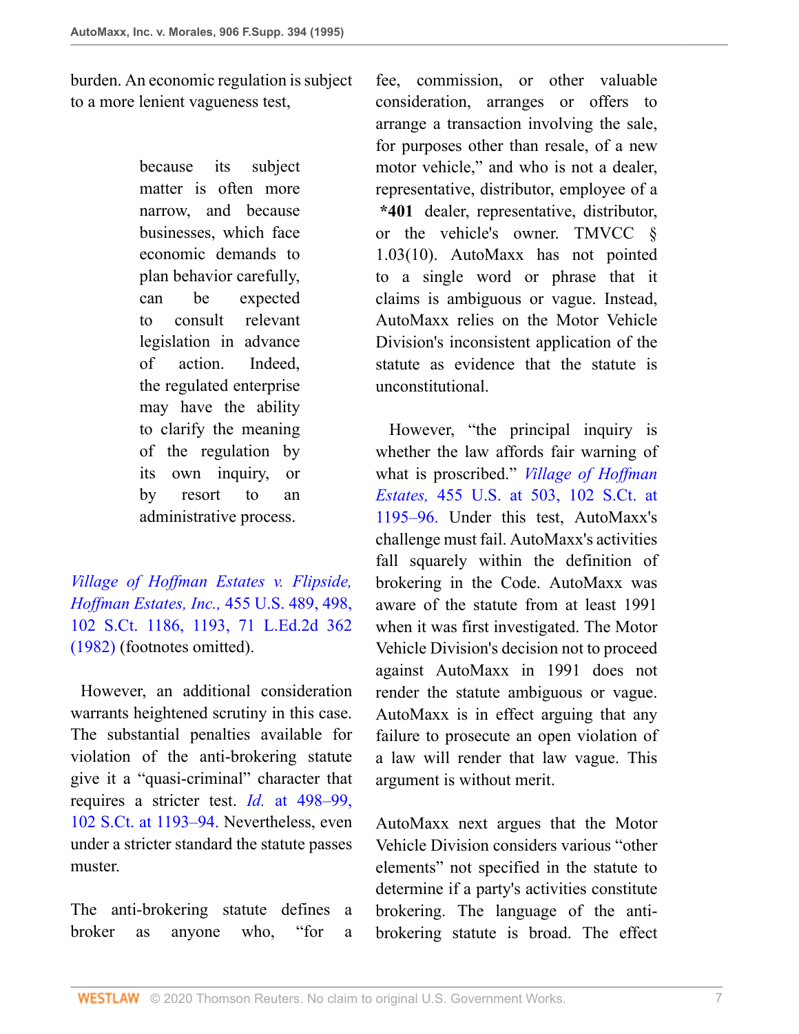burden. An economic regulation is subject to a more lenient vagueness test,

> because its subject matter is often more narrow, and because businesses, which face economic demands to plan behavior carefully, can be expected to consult relevant legislation in advance of action. Indeed, the regulated enterprise may have the ability to clarify the meaning of the regulation by its own inquiry, or by resort to an administrative process.

*Village of Hoffman Estates v. Flipside, Hoffman Estates, Inc.,* 455 U.S. 489, 498, 102 S.Ct. 1186, 1193, 71 L.Ed.2d 362 (1982) (footnotes omitted).

However, an additional consideration warrants heightened scrutiny in this case. The substantial penalties available for violation of the anti-brokering statute give it a "quasi-criminal" character that requires a stricter test. *Id.* at 498–99, 102 S.Ct. at 1193–94. Nevertheless, even under a stricter standard the statute passes muster.

The anti-brokering statute defines a broker as anyone who, "for a fee, commission, or other valuable consideration, arranges or offers to arrange a transaction involving the sale, for purposes other than resale, of a new motor vehicle," and who is not a dealer, representative, distributor, employee of a **\*401** dealer, representative, distributor, or the vehicle's owner. TMVCC § 1.03(10). AutoMaxx has not pointed to a single word or phrase that it claims is ambiguous or vague. Instead, AutoMaxx relies on the Motor Vehicle Division's inconsistent application of the statute as evidence that the statute is unconstitutional.

However, "the principal inquiry is whether the law affords fair warning of what is proscribed." *Village of Hoffman Estates,* 455 U.S. at 503, 102 S.Ct. at 1195–96. Under this test, AutoMaxx's challenge must fail. AutoMaxx's activities fall squarely within the definition of brokering in the Code. AutoMaxx was aware of the statute from at least 1991 when it was first investigated. The Motor Vehicle Division's decision not to proceed against AutoMaxx in 1991 does not render the statute ambiguous or vague. AutoMaxx is in effect arguing that any failure to prosecute an open violation of a law will render that law vague. This argument is without merit.

AutoMaxx next argues that the Motor Vehicle Division considers various "other elements" not specified in the statute to determine if a party's activities constitute brokering. The language of the anti-brokering statute is broad. The effect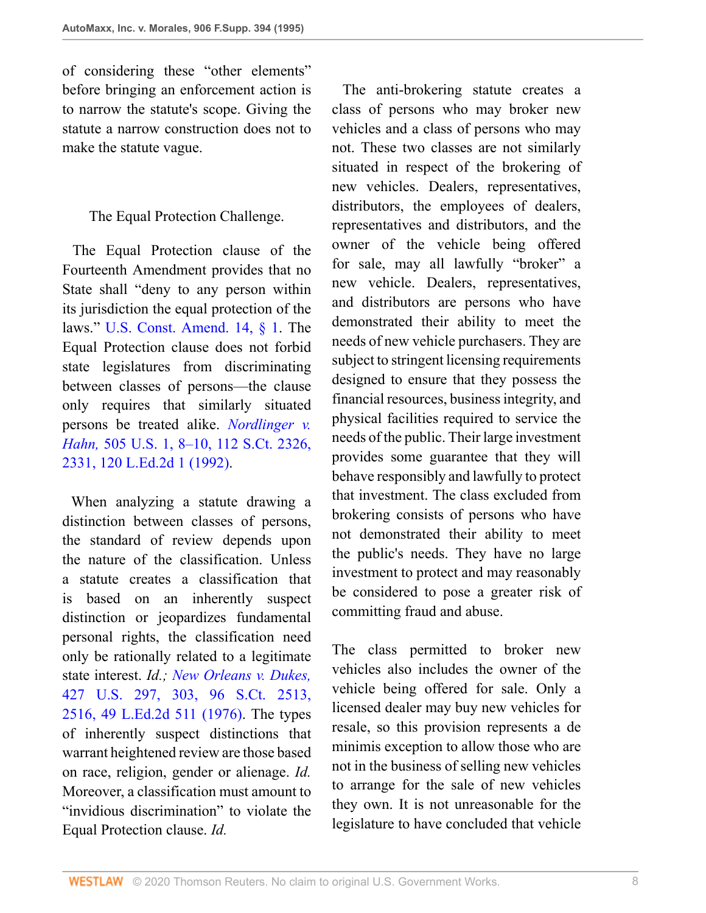of considering these "other elements" before bringing an enforcement action is to narrow the statute's scope. Giving the statute a narrow construction does not to make the statute vague.

## The Equal Protection Challenge.

The Equal Protection clause of the Fourteenth Amendment provides that no State shall "deny to any person within its jurisdiction the equal protection of the laws." U.S. Const. Amend. 14, § 1. The Equal Protection clause does not forbid state legislatures from discriminating between classes of persons—the clause only requires that similarly situated persons be treated alike. *Nordlinger v. Hahn,* 505 U.S. 1, 8–10, 112 S.Ct. 2326, 2331, 120 L.Ed.2d 1 (1992).

When analyzing a statute drawing a distinction between classes of persons, the standard of review depends upon the nature of the classification. Unless a statute creates a classification that is based on an inherently suspect distinction or jeopardizes fundamental personal rights, the classification need only be rationally related to a legitimate state interest. *Id.; New Orleans v. Dukes,* 427 U.S. 297, 303, 96 S.Ct. 2513, 2516, 49 L.Ed.2d 511 (1976). The types of inherently suspect distinctions that warrant heightened review are those based on race, religion, gender or alienage. *Id.* Moreover, a classification must amount to "invidious discrimination" to violate the Equal Protection clause. *Id.*

The anti-brokering statute creates a class of persons who may broker new vehicles and a class of persons who may not. These two classes are not similarly situated in respect of the brokering of new vehicles. Dealers, representatives, distributors, the employees of dealers, representatives and distributors, and the owner of the vehicle being offered for sale, may all lawfully "broker" a new vehicle. Dealers, representatives, and distributors are persons who have demonstrated their ability to meet the needs of new vehicle purchasers. They are subject to stringent licensing requirements designed to ensure that they possess the financial resources, business integrity, and physical facilities required to service the needs of the public. Their large investment provides some guarantee that they will behave responsibly and lawfully to protect that investment. The class excluded from brokering consists of persons who have not demonstrated their ability to meet the public's needs. They have no large investment to protect and may reasonably be considered to pose a greater risk of committing fraud and abuse.

The class permitted to broker new vehicles also includes the owner of the vehicle being offered for sale. Only a licensed dealer may buy new vehicles for resale, so this provision represents a de minimis exception to allow those who are not in the business of selling new vehicles to arrange for the sale of new vehicles they own. It is not unreasonable for the legislature to have concluded that vehicle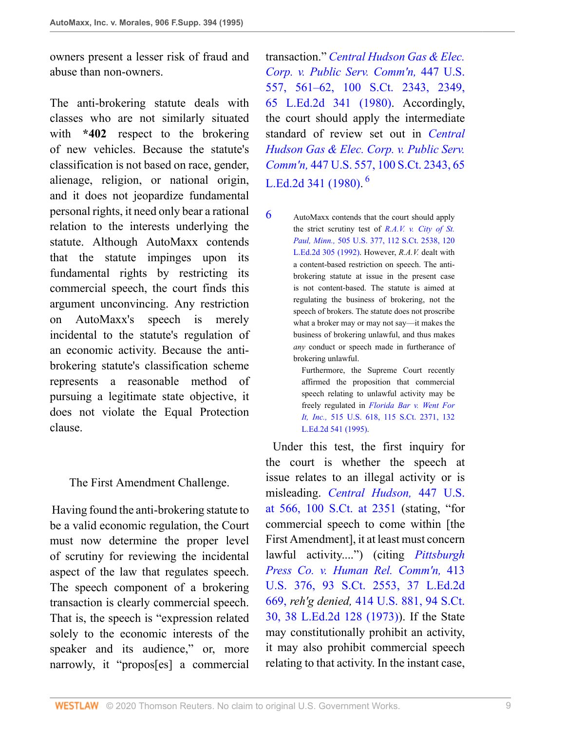owners present a lesser risk of fraud and abuse than non-owners.

The anti-brokering statute deals with classes who are not similarly situated with **\*402** respect to the brokering of new vehicles. Because the statute's classification is not based on race, gender, alienage, religion, or national origin, and it does not jeopardize fundamental personal rights, it need only bear a rational relation to the interests underlying the statute. Although AutoMaxx contends that the statute impinges upon its fundamental rights by restricting its commercial speech, the court finds this argument unconvincing. Any restriction on AutoMaxx's speech is merely incidental to the statute's regulation of an economic activity. Because the anti-brokering statute's classification scheme represents a reasonable method of pursuing a legitimate state objective, it does not violate the Equal Protection clause.

The First Amendment Challenge.

Having found the anti-brokering statute to be a valid economic regulation, the Court must now determine the proper level of scrutiny for reviewing the incidental aspect of the law that regulates speech. The speech component of a brokering transaction is clearly commercial speech. That is, the speech is "expression related solely to the economic interests of the speaker and its audience," or, more narrowly, it "propos[es] a commercial transaction." *Central Hudson Gas & Elec. Corp. v. Public Serv. Comm'n,* 447 U.S. 557, 561–62, 100 S.Ct. 2343, 2349, 65 L.Ed.2d 341 (1980). Accordingly, the court should apply the intermediate standard of review set out in *Central Hudson Gas & Elec. Corp. v. Public Serv. Comm'n,* 447 U.S. 557, 100 S.Ct. 2343, 65 L.Ed.2d 341 (1980). [6]

[6] AutoMaxx contends that the court should apply the strict scrutiny test of *R.A.V. v. City of St. Paul, Minn.,* 505 U.S. 377, 112 S.Ct. 2538, 120 L.Ed.2d 305 (1992). However, *R.A.V.* dealt with a content-based restriction on speech. The anti-brokering statute at issue in the present case is not content-based. The statute is aimed at regulating the business of brokering, not the speech of brokers. The statute does not proscribe what a broker may or may not say—it makes the business of brokering unlawful, and thus makes *any* conduct or speech made in furtherance of brokering unlawful.

Furthermore, the Supreme Court recently affirmed the proposition that commercial speech relating to unlawful activity may be freely regulated in *Florida Bar v. Went For It, Inc.,* 515 U.S. 618, 115 S.Ct. 2371, 132 L.Ed.2d 541 (1995).

Under this test, the first inquiry for the court is whether the speech at issue relates to an illegal activity or is misleading. *Central Hudson,* 447 U.S. at 566, 100 S.Ct. at 2351 (stating, "for commercial speech to come within [the First Amendment], it at least must concern lawful activity....") (citing *Pittsburgh Press Co. v. Human Rel. Comm'n,* 413 U.S. 376, 93 S.Ct. 2553, 37 L.Ed.2d 669, *reh'g denied,* 414 U.S. 881, 94 S.Ct. 30, 38 L.Ed.2d 128 (1973)). If the State may constitutionally prohibit an activity, it may also prohibit commercial speech relating to that activity. In the instant case,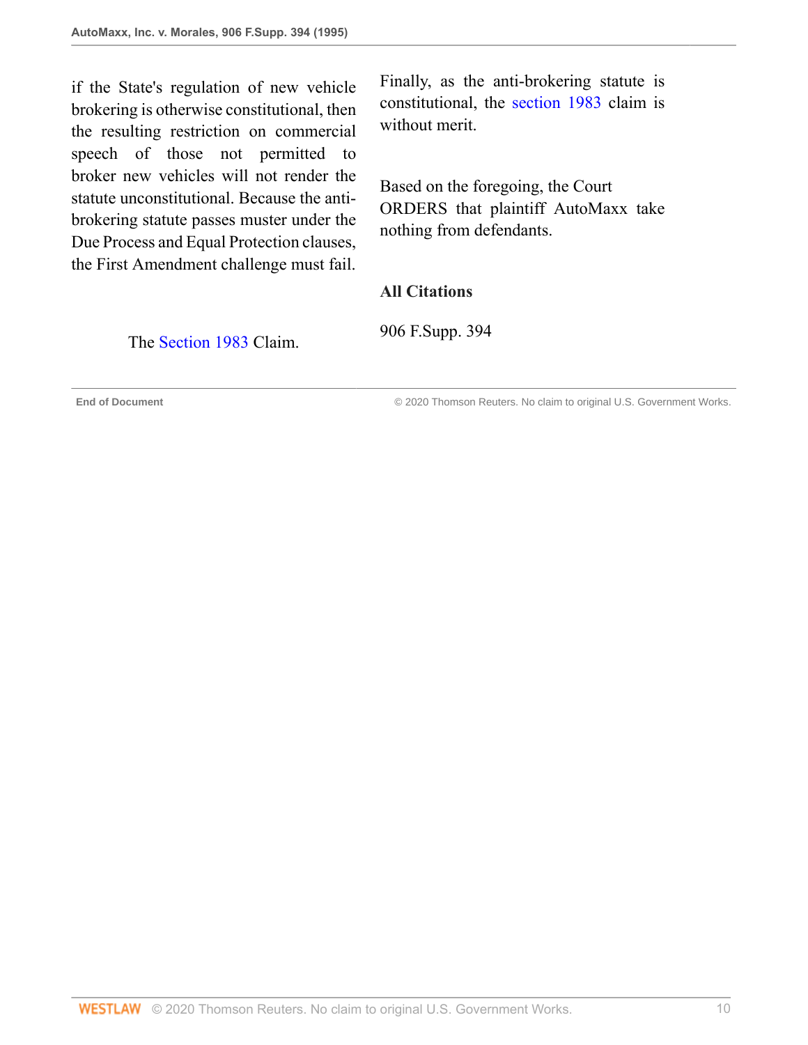if the State's regulation of new vehicle brokering is otherwise constitutional, then the resulting restriction on commercial speech of those not permitted to broker new vehicles will not render the statute unconstitutional. Because the anti-brokering statute passes muster under the Due Process and Equal Protection clauses, the First Amendment challenge must fail.

The Section 1983 Claim.

Finally, as the anti-brokering statute is constitutional, the section 1983 claim is without merit.

Based on the foregoing, the Court ORDERS that plaintiff AutoMaxx take nothing from defendants.

### All Citations

906 F.Supp. 394

End of Document